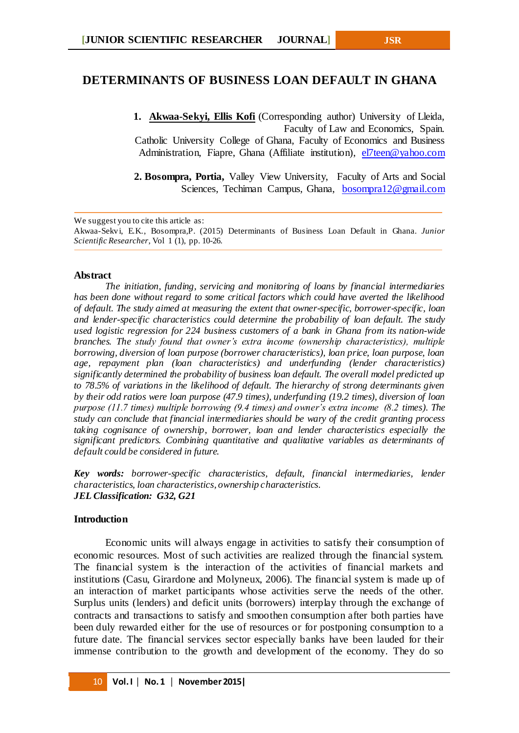# DETERMINANTS OF BUSINESS LOAN DEFAULT IN GHANA

1. **Akwaa-Sekyi, Ellis Kofi** (Corresponding author) University of Lleida, Faculty of Law and Economics, Spain. Catholic University College of Ghana, Faculty of Economics and Business Administration, Fiapre, Ghana (Affiliate institution), el7teen@yahoo.com

2. **Bosompra, Portia,** Valley View University, Faculty of Arts and Social Sciences, Techiman Campus, Ghana, bosompra12@gmail.com

We suggest you to cite this article as:
Akwaa-Sekyi, E.K., Bosompra,P. (2015) Determinants of Business Loan Default in Ghana. *Junior Scientific Researcher*, Vol 1 (1), pp. 10-26.

## Abstract

*The initiation, funding, servicing and monitoring of loans by financial intermediaries has been done without regard to some critical factors which could have averted the likelihood of default. The study aimed at measuring the extent that owner-specific, borrower-specific, loan and lender-specific characteristics could determine the probability of loan default. The study used logistic regression for 224 business customers of a bank in Ghana from its nation-wide branches. The study found that owner's extra income (ownership characteristics), multiple borrowing, diversion of loan purpose (borrower characteristics), loan price, loan purpose, loan age, repayment plan (loan characteristics) and underfunding (lender characteristics) significantly determined the probability of business loan default. The overall model predicted up to 78.5% of variations in the likelihood of default. The hierarchy of strong determinants given by their odd ratios were loan purpose (47.9 times), underfunding (19.2 times), diversion of loan purpose (11.7 times) multiple borrowing (9.4 times) and owner's extra income (8.2 times). The study can conclude that financial intermediaries should be wary of the credit granting process taking cognisance of ownership, borrower, loan and lender characteristics especially the significant predictors. Combining quantitative and qualitative variables as determinants of default could be considered in future.*

***Key words:*** *borrower-specific characteristics, default, financial intermediaries, lender characteristics, loan characteristics, ownership characteristics.*
***JEL Classification: G32, G21***

## Introduction

Economic units will always engage in activities to satisfy their consumption of economic resources. Most of such activities are realized through the financial system. The financial system is the interaction of the activities of financial markets and institutions (Casu, Girardone and Molyneux, 2006). The financial system is made up of an interaction of market participants whose activities serve the needs of the other. Surplus units (lenders) and deficit units (borrowers) interplay through the exchange of contracts and transactions to satisfy and smoothen consumption after both parties have been duly rewarded either for the use of resources or for postponing consumption to a future date. The financial services sector especially banks have been lauded for their immense contribution to the growth and development of the economy. They do so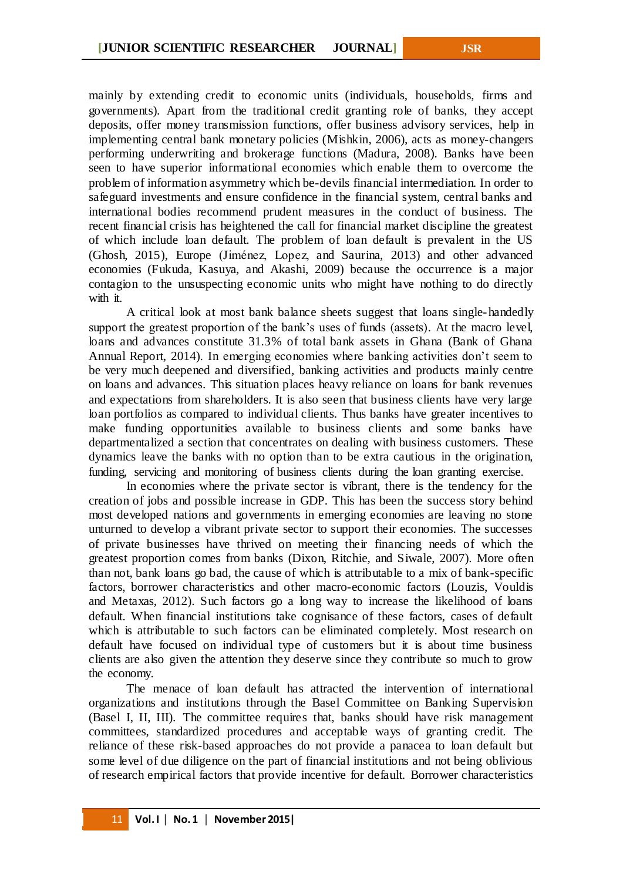mainly by extending credit to economic units (individuals, households, firms and governments). Apart from the traditional credit granting role of banks, they accept deposits, offer money transmission functions, offer business advisory services, help in implementing central bank monetary policies (Mishkin, 2006), acts as money-changers performing underwriting and brokerage functions (Madura, 2008). Banks have been seen to have superior informational economies which enable them to overcome the problem of information asymmetry which be-devils financial intermediation. In order to safeguard investments and ensure confidence in the financial system, central banks and international bodies recommend prudent measures in the conduct of business. The recent financial crisis has heightened the call for financial market discipline the greatest of which include loan default. The problem of loan default is prevalent in the US (Ghosh, 2015), Europe (Jiménez, Lopez, and Saurina, 2013) and other advanced economies (Fukuda, Kasuya, and Akashi, 2009) because the occurrence is a major contagion to the unsuspecting economic units who might have nothing to do directly with it.

A critical look at most bank balance sheets suggest that loans single-handedly support the greatest proportion of the bank's uses of funds (assets). At the macro level, loans and advances constitute 31.3% of total bank assets in Ghana (Bank of Ghana Annual Report, 2014). In emerging economies where banking activities don't seem to be very much deepened and diversified, banking activities and products mainly centre on loans and advances. This situation places heavy reliance on loans for bank revenues and expectations from shareholders. It is also seen that business clients have very large loan portfolios as compared to individual clients. Thus banks have greater incentives to make funding opportunities available to business clients and some banks have departmentalized a section that concentrates on dealing with business customers. These dynamics leave the banks with no option than to be extra cautious in the origination, funding, servicing and monitoring of business clients during the loan granting exercise.

In economies where the private sector is vibrant, there is the tendency for the creation of jobs and possible increase in GDP. This has been the success story behind most developed nations and governments in emerging economies are leaving no stone unturned to develop a vibrant private sector to support their economies. The successes of private businesses have thrived on meeting their financing needs of which the greatest proportion comes from banks (Dixon, Ritchie, and Siwale, 2007). More often than not, bank loans go bad, the cause of which is attributable to a mix of bank-specific factors, borrower characteristics and other macro-economic factors (Louzis, Vouldis and Metaxas, 2012). Such factors go a long way to increase the likelihood of loans default. When financial institutions take cognisance of these factors, cases of default which is attributable to such factors can be eliminated completely. Most research on default have focused on individual type of customers but it is about time business clients are also given the attention they deserve since they contribute so much to grow the economy.

The menace of loan default has attracted the intervention of international organizations and institutions through the Basel Committee on Banking Supervision (Basel I, II, III). The committee requires that, banks should have risk management committees, standardized procedures and acceptable ways of granting credit. The reliance of these risk-based approaches do not provide a panacea to loan default but some level of due diligence on the part of financial institutions and not being oblivious of research empirical factors that provide incentive for default. Borrower characteristics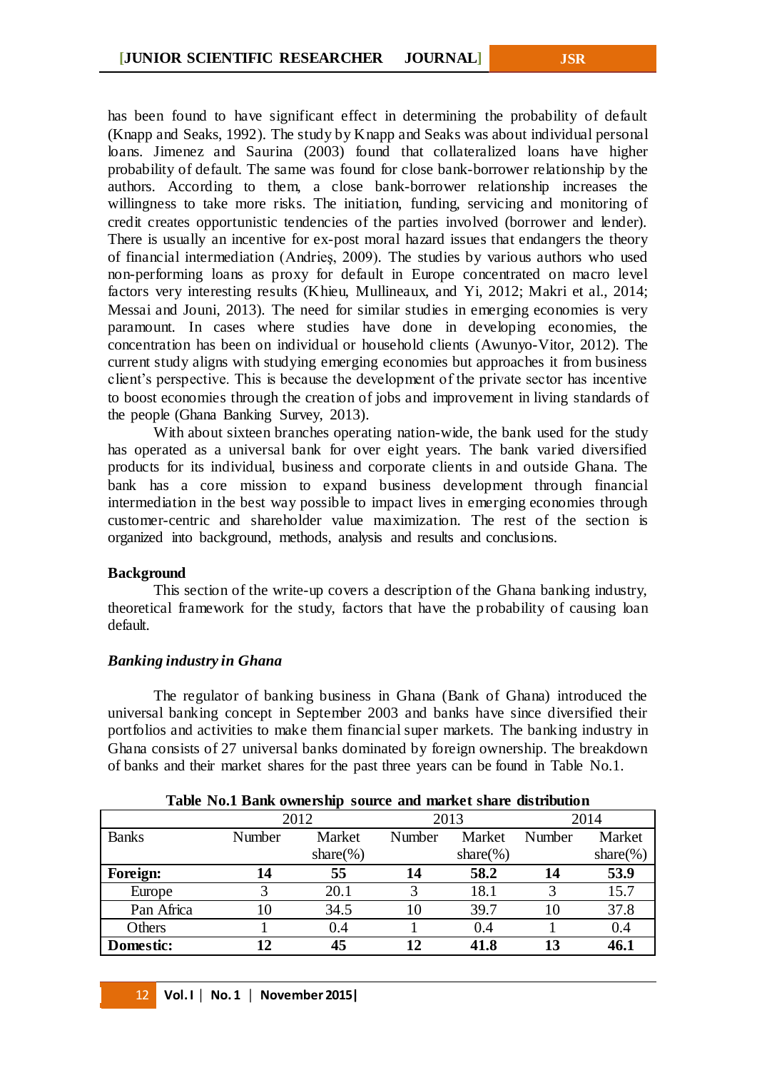has been found to have significant effect in determining the probability of default (Knapp and Seaks, 1992). The study by Knapp and Seaks was about individual personal loans. Jimenez and Saurina (2003) found that collateralized loans have higher probability of default. The same was found for close bank-borrower relationship by the authors. According to them, a close bank-borrower relationship increases the willingness to take more risks. The initiation, funding, servicing and monitoring of credit creates opportunistic tendencies of the parties involved (borrower and lender). There is usually an incentive for ex-post moral hazard issues that endangers the theory of financial intermediation (Andrieş, 2009). The studies by various authors who used non-performing loans as proxy for default in Europe concentrated on macro level factors very interesting results (Khieu, Mullineaux, and Yi, 2012; Makri et al., 2014; Messai and Jouni, 2013). The need for similar studies in emerging economies is very paramount. In cases where studies have done in developing economies, the concentration has been on individual or household clients (Awunyo-Vitor, 2012). The current study aligns with studying emerging economies but approaches it from business client's perspective. This is because the development of the private sector has incentive to boost economies through the creation of jobs and improvement in living standards of the people (Ghana Banking Survey, 2013).

With about sixteen branches operating nation-wide, the bank used for the study has operated as a universal bank for over eight years. The bank varied diversified products for its individual, business and corporate clients in and outside Ghana. The bank has a core mission to expand business development through financial intermediation in the best way possible to impact lives in emerging economies through customer-centric and shareholder value maximization. The rest of the section is organized into background, methods, analysis and results and conclusions.

## Background

This section of the write-up covers a description of the Ghana banking industry, theoretical framework for the study, factors that have the probability of causing loan default.

### *Banking industry in Ghana*

The regulator of banking business in Ghana (Bank of Ghana) introduced the universal banking concept in September 2003 and banks have since diversified their portfolios and activities to make them financial super markets. The banking industry in Ghana consists of 27 universal banks dominated by foreign ownership. The breakdown of banks and their market shares for the past three years can be found in Table No.1.

**Table No.1 Bank ownership source and market share distribution**

| | 2012 | | 2013 | | 2014 | |
|---|---|---|---|---|---|---|
| Banks | Number | Market share(%) | Number | Market share(%) | Number | Market share(%) |
| **Foreign:** | **14** | **55** | **14** | **58.2** | **14** | **53.9** |
| Europe | 3 | 20.1 | 3 | 18.1 | 3 | 15.7 |
| Pan Africa | 10 | 34.5 | 10 | 39.7 | 10 | 37.8 |
| Others | 1 | 0.4 | 1 | 0.4 | 1 | 0.4 |
| **Domestic:** | **12** | **45** | **12** | **41.8** | **13** | **46.1** |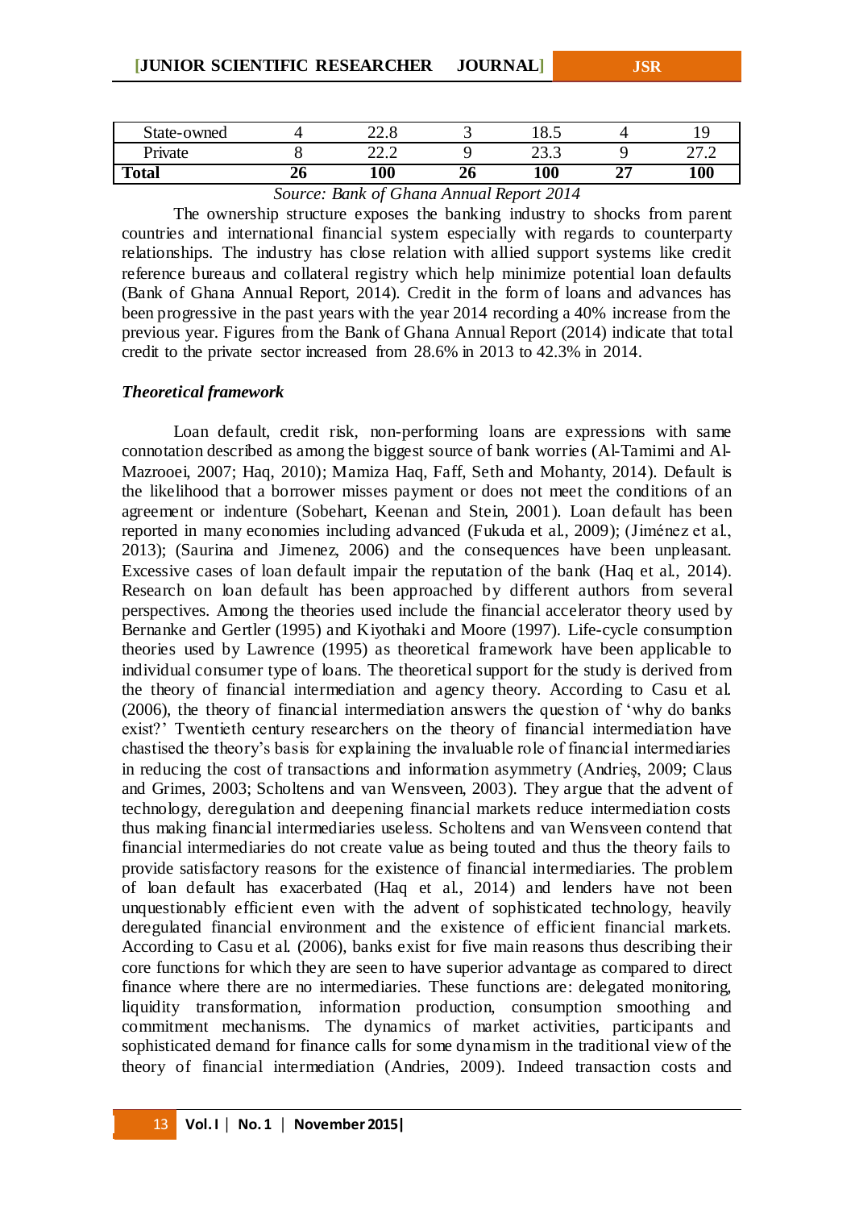| State-owned | 4 | 22.8 | 3 | 18.5 | 4 | 19 |
|---|---|---|---|---|---|---|
| Private | 8 | 22.2 | 9 | 23.3 | 9 | 27.2 |
| **Total** | **26** | **100** | **26** | **100** | **27** | **100** |

*Source: Bank of Ghana Annual Report 2014*

The ownership structure exposes the banking industry to shocks from parent countries and international financial system especially with regards to counterparty relationships. The industry has close relation with allied support systems like credit reference bureaus and collateral registry which help minimize potential loan defaults (Bank of Ghana Annual Report, 2014). Credit in the form of loans and advances has been progressive in the past years with the year 2014 recording a 40% increase from the previous year. Figures from the Bank of Ghana Annual Report (2014) indicate that total credit to the private sector increased from 28.6% in 2013 to 42.3% in 2014.

***Theoretical framework***

Loan default, credit risk, non-performing loans are expressions with same connotation described as among the biggest source of bank worries (Al-Tamimi and Al-Mazrooei, 2007; Haq, 2010); Mamiza Haq, Faff, Seth and Mohanty, 2014). Default is the likelihood that a borrower misses payment or does not meet the conditions of an agreement or indenture (Sobehart, Keenan and Stein, 2001). Loan default has been reported in many economies including advanced (Fukuda et al., 2009); (Jiménez et al., 2013); (Saurina and Jimenez, 2006) and the consequences have been unpleasant. Excessive cases of loan default impair the reputation of the bank (Haq et al., 2014). Research on loan default has been approached by different authors from several perspectives. Among the theories used include the financial accelerator theory used by Bernanke and Gertler (1995) and Kiyothaki and Moore (1997). Life-cycle consumption theories used by Lawrence (1995) as theoretical framework have been applicable to individual consumer type of loans. The theoretical support for the study is derived from the theory of financial intermediation and agency theory. According to Casu et al. (2006), the theory of financial intermediation answers the question of 'why do banks exist?' Twentieth century researchers on the theory of financial intermediation have chastised the theory's basis for explaining the invaluable role of financial intermediaries in reducing the cost of transactions and information asymmetry (Andrieș, 2009; Claus and Grimes, 2003; Scholtens and van Wensveen, 2003). They argue that the advent of technology, deregulation and deepening financial markets reduce intermediation costs thus making financial intermediaries useless. Scholtens and van Wensveen contend that financial intermediaries do not create value as being touted and thus the theory fails to provide satisfactory reasons for the existence of financial intermediaries. The problem of loan default has exacerbated (Haq et al., 2014) and lenders have not been unquestionably efficient even with the advent of sophisticated technology, heavily deregulated financial environment and the existence of efficient financial markets. According to Casu et al. (2006), banks exist for five main reasons thus describing their core functions for which they are seen to have superior advantage as compared to direct finance where there are no intermediaries. These functions are: delegated monitoring, liquidity transformation, information production, consumption smoothing and commitment mechanisms. The dynamics of market activities, participants and sophisticated demand for finance calls for some dynamism in the traditional view of the theory of financial intermediation (Andries, 2009). Indeed transaction costs and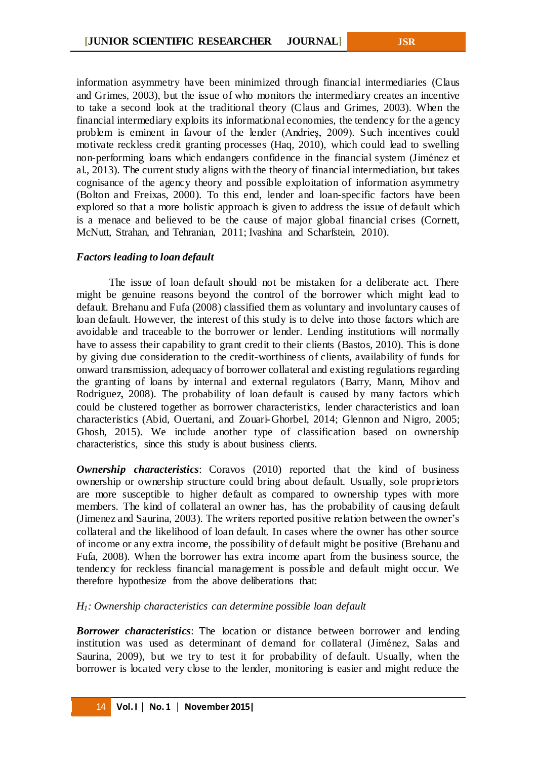information asymmetry have been minimized through financial intermediaries (Claus and Grimes, 2003), but the issue of who monitors the intermediary creates an incentive to take a second look at the traditional theory (Claus and Grimes, 2003). When the financial intermediary exploits its informational economies, the tendency for the agency problem is eminent in favour of the lender (Andrieş, 2009). Such incentives could motivate reckless credit granting processes (Haq, 2010), which could lead to swelling non-performing loans which endangers confidence in the financial system (Jiménez et al., 2013). The current study aligns with the theory of financial intermediation, but takes cognisance of the agency theory and possible exploitation of information asymmetry (Bolton and Freixas, 2000). To this end, lender and loan-specific factors have been explored so that a more holistic approach is given to address the issue of default which is a menace and believed to be the cause of major global financial crises (Cornett, McNutt, Strahan, and Tehranian, 2011; Ivashina and Scharfstein, 2010).

### *Factors leading to loan default*

The issue of loan default should not be mistaken for a deliberate act. There might be genuine reasons beyond the control of the borrower which might lead to default. Brehanu and Fufa (2008) classified them as voluntary and involuntary causes of loan default. However, the interest of this study is to delve into those factors which are avoidable and traceable to the borrower or lender. Lending institutions will normally have to assess their capability to grant credit to their clients (Bastos, 2010). This is done by giving due consideration to the credit-worthiness of clients, availability of funds for onward transmission, adequacy of borrower collateral and existing regulations regarding the granting of loans by internal and external regulators (Barry, Mann, Mihov and Rodriguez, 2008). The probability of loan default is caused by many factors which could be clustered together as borrower characteristics, lender characteristics and loan characteristics (Abid, Ouertani, and Zouari-Ghorbel, 2014; Glennon and Nigro, 2005; Ghosh, 2015). We include another type of classification based on ownership characteristics, since this study is about business clients.

***Ownership characteristics***: Coravos (2010) reported that the kind of business ownership or ownership structure could bring about default. Usually, sole proprietors are more susceptible to higher default as compared to ownership types with more members. The kind of collateral an owner has, has the probability of causing default (Jimenez and Saurina, 2003). The writers reported positive relation between the owner's collateral and the likelihood of loan default. In cases where the owner has other source of income or any extra income, the possibility of default might be positive (Brehanu and Fufa, 2008). When the borrower has extra income apart from the business source, the tendency for reckless financial management is possible and default might occur. We therefore hypothesize from the above deliberations that:

*$H_1$: Ownership characteristics can determine possible loan default*

***Borrower characteristics***: The location or distance between borrower and lending institution was used as determinant of demand for collateral (Jiménez, Salas and Saurina, 2009), but we try to test it for probability of default. Usually, when the borrower is located very close to the lender, monitoring is easier and might reduce the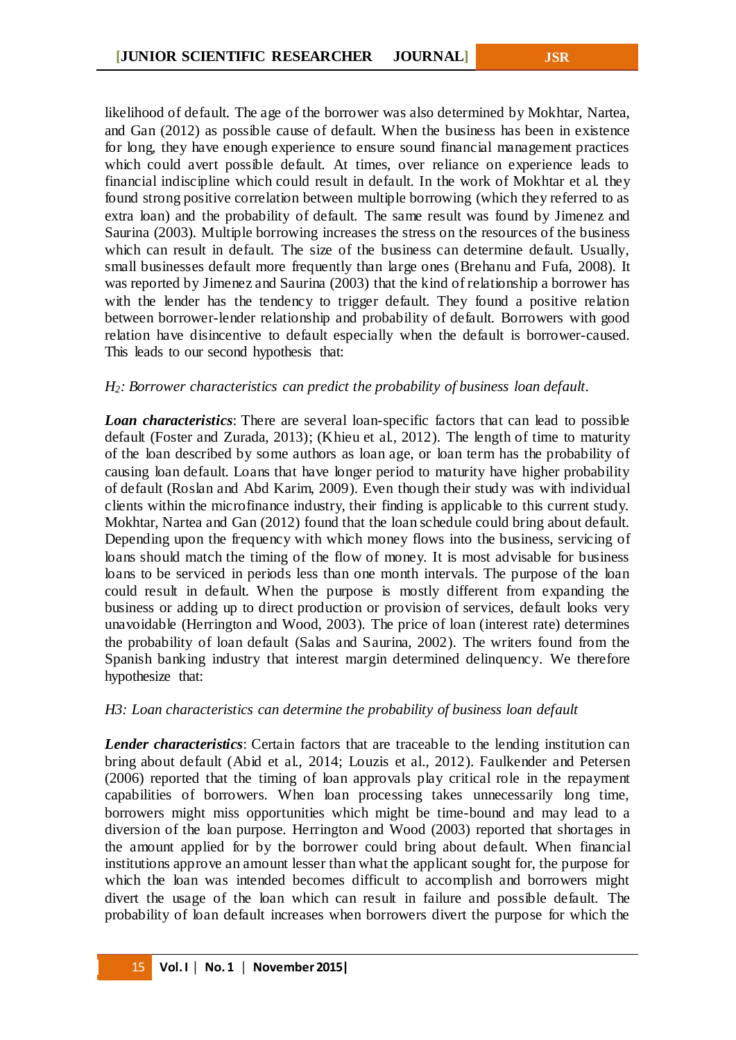likelihood of default. The age of the borrower was also determined by Mokhtar, Nartea, and Gan (2012) as possible cause of default. When the business has been in existence for long, they have enough experience to ensure sound financial management practices which could avert possible default. At times, over reliance on experience leads to financial indiscipline which could result in default. In the work of Mokhtar et al. they found strong positive correlation between multiple borrowing (which they referred to as extra loan) and the probability of default. The same result was found by Jimenez and Saurina (2003). Multiple borrowing increases the stress on the resources of the business which can result in default. The size of the business can determine default. Usually, small businesses default more frequently than large ones (Brehanu and Fufa, 2008). It was reported by Jimenez and Saurina (2003) that the kind of relationship a borrower has with the lender has the tendency to trigger default. They found a positive relation between borrower-lender relationship and probability of default. Borrowers with good relation have disincentive to default especially when the default is borrower-caused. This leads to our second hypothesis that:

*$H_2$: Borrower characteristics can predict the probability of business loan default.*

***Loan characteristics***: There are several loan-specific factors that can lead to possible default (Foster and Zurada, 2013); (Khieu et al., 2012). The length of time to maturity of the loan described by some authors as loan age, or loan term has the probability of causing loan default. Loans that have longer period to maturity have higher probability of default (Roslan and Abd Karim, 2009). Even though their study was with individual clients within the microfinance industry, their finding is applicable to this current study. Mokhtar, Nartea and Gan (2012) found that the loan schedule could bring about default. Depending upon the frequency with which money flows into the business, servicing of loans should match the timing of the flow of money. It is most advisable for business loans to be serviced in periods less than one month intervals. The purpose of the loan could result in default. When the purpose is mostly different from expanding the business or adding up to direct production or provision of services, default looks very unavoidable (Herrington and Wood, 2003). The price of loan (interest rate) determines the probability of loan default (Salas and Saurina, 2002). The writers found from the Spanish banking industry that interest margin determined delinquency. We therefore hypothesize that:

*H3: Loan characteristics can determine the probability of business loan default*

***Lender characteristics***: Certain factors that are traceable to the lending institution can bring about default (Abid et al., 2014; Louzis et al., 2012). Faulkender and Petersen (2006) reported that the timing of loan approvals play critical role in the repayment capabilities of borrowers. When loan processing takes unnecessarily long time, borrowers might miss opportunities which might be time-bound and may lead to a diversion of the loan purpose. Herrington and Wood (2003) reported that shortages in the amount applied for by the borrower could bring about default. When financial institutions approve an amount lesser than what the applicant sought for, the purpose for which the loan was intended becomes difficult to accomplish and borrowers might divert the usage of the loan which can result in failure and possible default. The probability of loan default increases when borrowers divert the purpose for which the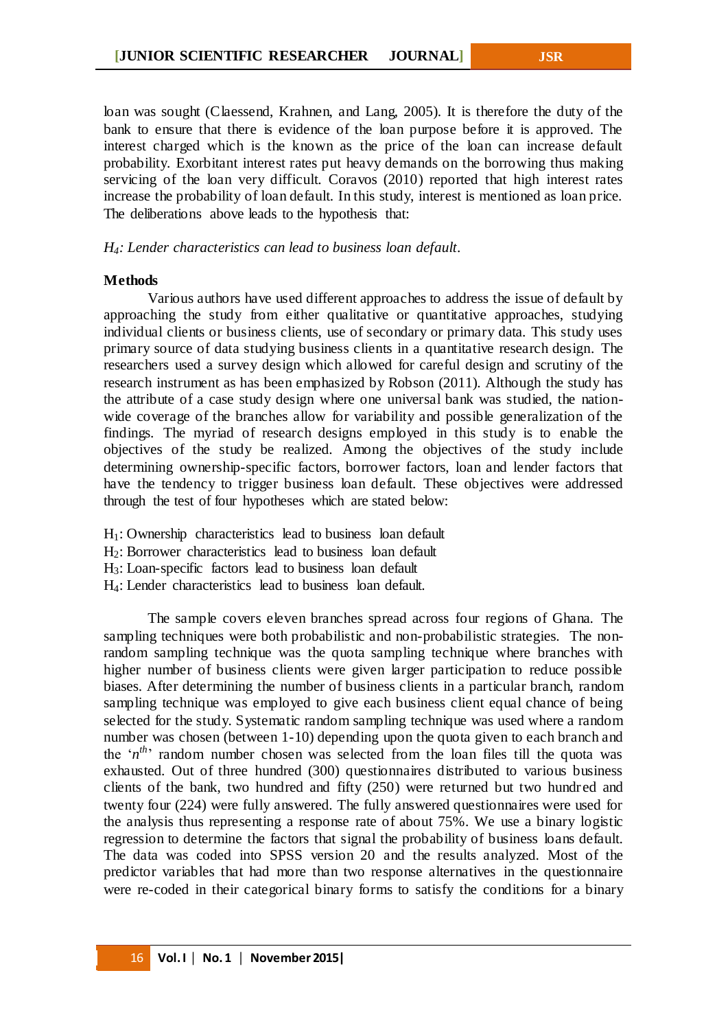loan was sought (Claessend, Krahnen, and Lang, 2005). It is therefore the duty of the bank to ensure that there is evidence of the loan purpose before it is approved. The interest charged which is the known as the price of the loan can increase default probability. Exorbitant interest rates put heavy demands on the borrowing thus making servicing of the loan very difficult. Coravos (2010) reported that high interest rates increase the probability of loan default. In this study, interest is mentioned as loan price. The deliberations above leads to the hypothesis that:

*$H_4$: Lender characteristics can lead to business loan default.*

**Methods**

Various authors have used different approaches to address the issue of default by approaching the study from either qualitative or quantitative approaches, studying individual clients or business clients, use of secondary or primary data. This study uses primary source of data studying business clients in a quantitative research design. The researchers used a survey design which allowed for careful design and scrutiny of the research instrument as has been emphasized by Robson (2011). Although the study has the attribute of a case study design where one universal bank was studied, the nation-wide coverage of the branches allow for variability and possible generalization of the findings. The myriad of research designs employed in this study is to enable the objectives of the study be realized. Among the objectives of the study include determining ownership-specific factors, borrower factors, loan and lender factors that have the tendency to trigger business loan default. These objectives were addressed through the test of four hypotheses which are stated below:

$H_1$: Ownership characteristics lead to business loan default
$H_2$: Borrower characteristics lead to business loan default
$H_3$: Loan-specific factors lead to business loan default
$H_4$: Lender characteristics lead to business loan default.

The sample covers eleven branches spread across four regions of Ghana. The sampling techniques were both probabilistic and non-probabilistic strategies. The non-random sampling technique was the quota sampling technique where branches with higher number of business clients were given larger participation to reduce possible biases. After determining the number of business clients in a particular branch, random sampling technique was employed to give each business client equal chance of being selected for the study. Systematic random sampling technique was used where a random number was chosen (between 1-10) depending upon the quota given to each branch and the '$n^{th}$' random number chosen was selected from the loan files till the quota was exhausted. Out of three hundred (300) questionnaires distributed to various business clients of the bank, two hundred and fifty (250) were returned but two hundred and twenty four (224) were fully answered. The fully answered questionnaires were used for the analysis thus representing a response rate of about 75%. We use a binary logistic regression to determine the factors that signal the probability of business loans default. The data was coded into SPSS version 20 and the results analyzed. Most of the predictor variables that had more than two response alternatives in the questionnaire were re-coded in their categorical binary forms to satisfy the conditions for a binary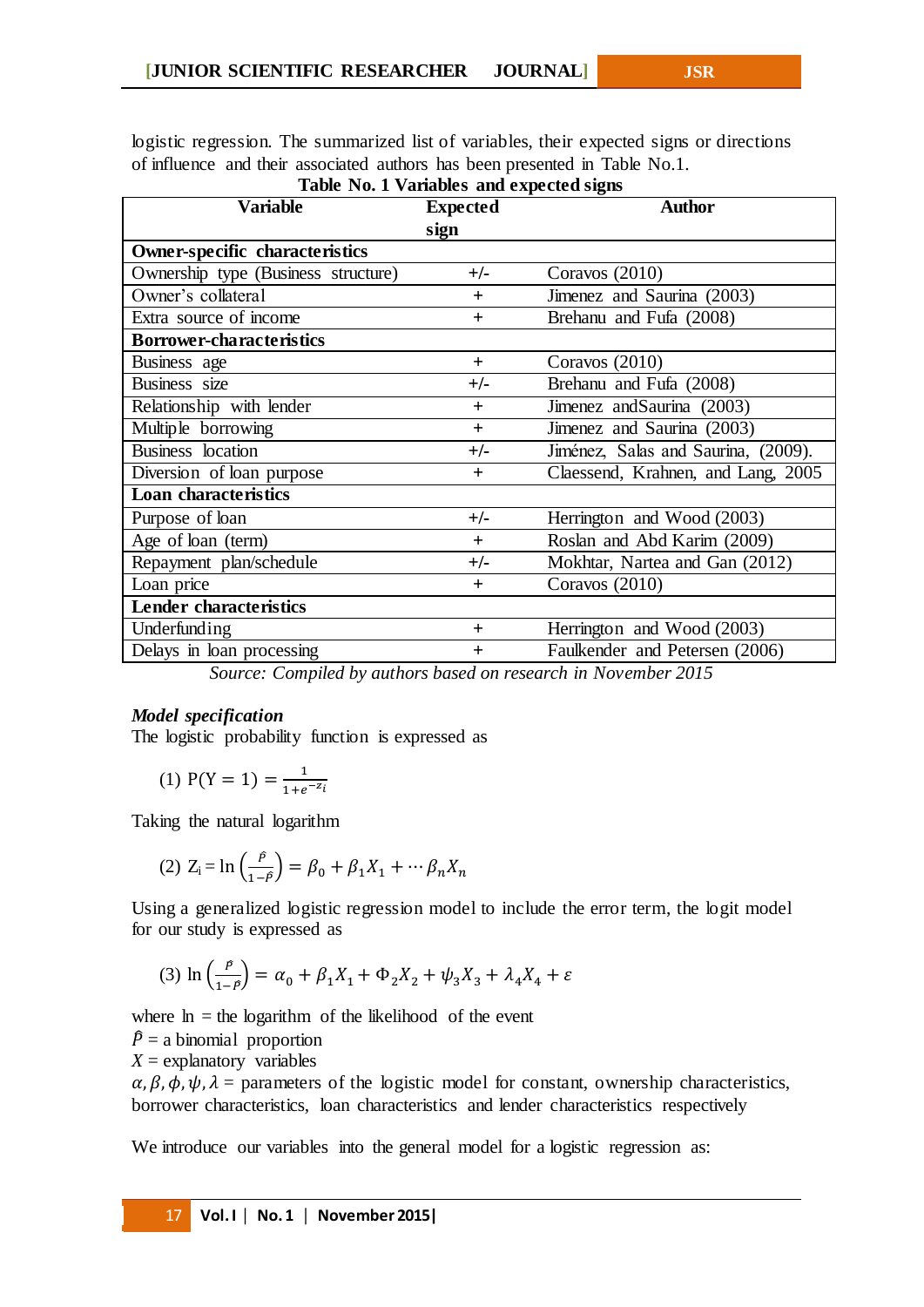logistic regression. The summarized list of variables, their expected signs or directions of influence and their associated authors has been presented in Table No.1.

**Table No. 1 Variables and expected signs**

| Variable | Expected sign | Author |
|---|---|---|
| **Owner-specific characteristics** | | |
| Ownership type (Business structure) | +/- | Coravos (2010) |
| Owner's collateral | + | Jimenez and Saurina (2003) |
| Extra source of income | + | Brehanu and Fufa (2008) |
| **Borrower-characteristics** | | |
| Business age | + | Coravos (2010) |
| Business size | +/- | Brehanu and Fufa (2008) |
| Relationship with lender | + | Jimenez andSaurina (2003) |
| Multiple borrowing | + | Jimenez and Saurina (2003) |
| Business location | +/- | Jiménez, Salas and Saurina, (2009). |
| Diversion of loan purpose | + | Claessend, Krahnen, and Lang, 2005 |
| **Loan characteristics** | | |
| Purpose of loan | +/- | Herrington and Wood (2003) |
| Age of loan (term) | + | Roslan and Abd Karim (2009) |
| Repayment plan/schedule | +/- | Mokhtar, Nartea and Gan (2012) |
| Loan price | + | Coravos (2010) |
| **Lender characteristics** | | |
| Underfunding | + | Herrington and Wood (2003) |
| Delays in loan processing | + | Faulkender and Petersen (2006) |

*Source: Compiled by authors based on research in November 2015*

***Model specification***

The logistic probability function is expressed as

$$(1)\ \mathrm{P(Y=1)} = \frac{1}{1+e^{-z_i}}$$

Taking the natural logarithm

$$(2)\ \mathrm{Z_i} = \ln\left(\frac{\hat{P}}{1-\hat{P}}\right) = \beta_0 + \beta_1 X_1 + \cdots \beta_n X_n$$

Using a generalized logistic regression model to include the error term, the logit model for our study is expressed as

$$(3)\ \ln\left(\frac{\hat{P}}{1-\hat{P}}\right) = \alpha_0 + \beta_1 X_1 + \Phi_2 X_2 + \psi_3 X_3 + \lambda_4 X_4 + \varepsilon$$

where ln = the logarithm of the likelihood of the event

$\hat{P}$ = a binomial proportion

$X$ = explanatory variables

$\alpha, \beta, \phi, \psi, \lambda$ = parameters of the logistic model for constant, ownership characteristics, borrower characteristics, loan characteristics and lender characteristics respectively

We introduce our variables into the general model for a logistic regression as: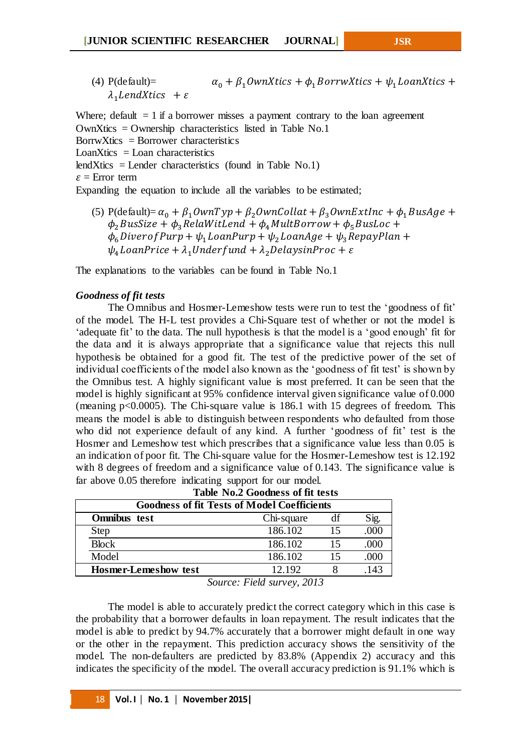(4) P(default)= $\alpha_0 + \beta_1 OwnXtics + \phi_1 BorrwXtics + \psi_1 LoanXtics + \lambda_1 LendXtics \ + \varepsilon$

Where; default = 1 if a borrower misses a payment contrary to the loan agreement
OwnXtics = Ownership characteristics listed in Table No.1
BorrwXtics = Borrower characteristics
LoanXtics = Loan characteristics
lendXtics = Lender characteristics (found in Table No.1)
$\varepsilon$ = Error term
Expanding the equation to include all the variables to be estimated;

(5) P(default)= $\alpha_0 + \beta_1 OwnTyp + \beta_2 OwnCollat + \beta_3 OwnExtInc + \phi_1 BusAge + \phi_2 BusSize + \phi_3 RelaWitLend + \phi_4 MultBorrow + \phi_5 BusLoc + \phi_6 DiverofPurp + \psi_1 LoanPurp + \psi_2 LoanAge + \psi_3 RepayPlan + \psi_4 LoanPrice + \lambda_1 Underfund + \lambda_2 DelaysinProc + \varepsilon$

The explanations to the variables can be found in Table No.1

***Goodness of fit tests***

The Omnibus and Hosmer-Lemeshow tests were run to test the 'goodness of fit' of the model. The H-L test provides a Chi-Square test of whether or not the model is 'adequate fit' to the data. The null hypothesis is that the model is a 'good enough' fit for the data and it is always appropriate that a significance value that rejects this null hypothesis be obtained for a good fit. The test of the predictive power of the set of individual coefficients of the model also known as the 'goodness of fit test' is shown by the Omnibus test. A highly significant value is most preferred. It can be seen that the model is highly significant at 95% confidence interval given significance value of 0.000 (meaning $p<0.0005$). The Chi-square value is 186.1 with 15 degrees of freedom. This means the model is able to distinguish between respondents who defaulted from those who did not experience default of any kind. A further 'goodness of fit' test is the Hosmer and Lemeshow test which prescribes that a significance value less than 0.05 is an indication of poor fit. The Chi-square value for the Hosmer-Lemeshow test is 12.192 with 8 degrees of freedom and a significance value of 0.143. The significance value is far above 0.05 therefore indicating support for our model.

**Table No.2 Goodness of fit tests**

| Goodness of fit Tests of Model Coefficients | | | |
|---|---|---|---|
| **Omnibus test** | Chi-square | df | Sig. |
| Step | 186.102 | 15 | .000 |
| Block | 186.102 | 15 | .000 |
| Model | 186.102 | 15 | .000 |
| **Hosmer-Lemeshow test** | 12.192 | 8 | .143 |

*Source: Field survey, 2013*

The model is able to accurately predict the correct category which in this case is the probability that a borrower defaults in loan repayment. The result indicates that the model is able to predict by 94.7% accurately that a borrower might default in one way or the other in the repayment. This prediction accuracy shows the sensitivity of the model. The non-defaulters are predicted by 83.8% (Appendix 2) accuracy and this indicates the specificity of the model. The overall accuracy prediction is 91.1% which is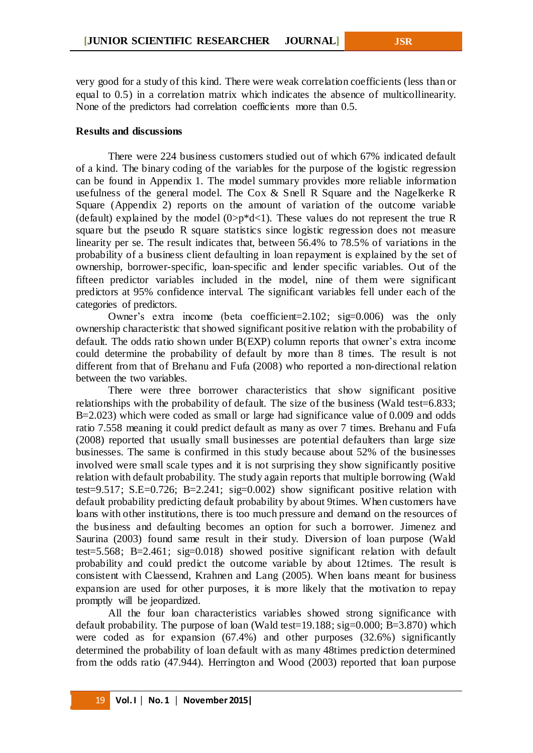very good for a study of this kind. There were weak correlation coefficients (less than or equal to 0.5) in a correlation matrix which indicates the absence of multicollinearity. None of the predictors had correlation coefficients more than 0.5.

**Results and discussions**

There were 224 business customers studied out of which 67% indicated default of a kind. The binary coding of the variables for the purpose of the logistic regression can be found in Appendix 1. The model summary provides more reliable information usefulness of the general model. The Cox & Snell R Square and the Nagelkerke R Square (Appendix 2) reports on the amount of variation of the outcome variable (default) explained by the model (0>p*d<1). These values do not represent the true R square but the pseudo R square statistics since logistic regression does not measure linearity per se. The result indicates that, between 56.4% to 78.5% of variations in the probability of a business client defaulting in loan repayment is explained by the set of ownership, borrower-specific, loan-specific and lender specific variables. Out of the fifteen predictor variables included in the model, nine of them were significant predictors at 95% confidence interval. The significant variables fell under each of the categories of predictors.

Owner's extra income (beta coefficient=2.102; sig=0.006) was the only ownership characteristic that showed significant positive relation with the probability of default. The odds ratio shown under B(EXP) column reports that owner's extra income could determine the probability of default by more than 8 times. The result is not different from that of Brehanu and Fufa (2008) who reported a non-directional relation between the two variables.

There were three borrower characteristics that show significant positive relationships with the probability of default. The size of the business (Wald test=6.833; B=2.023) which were coded as small or large had significance value of 0.009 and odds ratio 7.558 meaning it could predict default as many as over 7 times. Brehanu and Fufa (2008) reported that usually small businesses are potential defaulters than large size businesses. The same is confirmed in this study because about 52% of the businesses involved were small scale types and it is not surprising they show significantly positive relation with default probability. The study again reports that multiple borrowing (Wald test=9.517; S.E=0.726; B=2.241; sig=0.002) show significant positive relation with default probability predicting default probability by about 9times. When customers have loans with other institutions, there is too much pressure and demand on the resources of the business and defaulting becomes an option for such a borrower. Jimenez and Saurina (2003) found same result in their study. Diversion of loan purpose (Wald test=5.568; B=2.461; sig=0.018) showed positive significant relation with default probability and could predict the outcome variable by about 12times. The result is consistent with Claessend, Krahnen and Lang (2005). When loans meant for business expansion are used for other purposes, it is more likely that the motivation to repay promptly will be jeopardized.

All the four loan characteristics variables showed strong significance with default probability. The purpose of loan (Wald test=19.188; sig=0.000; B=3.870) which were coded as for expansion (67.4%) and other purposes (32.6%) significantly determined the probability of loan default with as many 48times prediction determined from the odds ratio (47.944). Herrington and Wood (2003) reported that loan purpose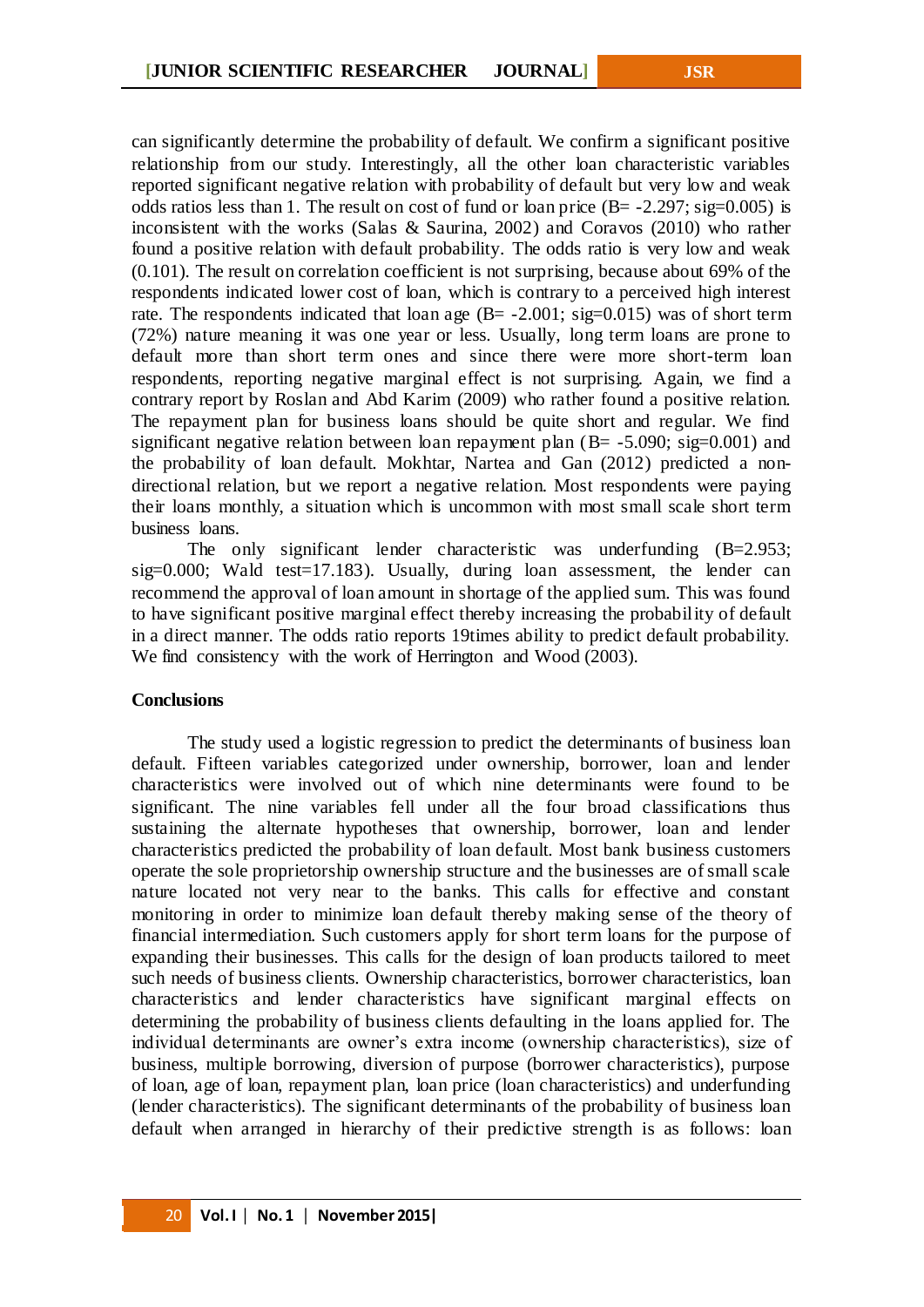can significantly determine the probability of default. We confirm a significant positive relationship from our study. Interestingly, all the other loan characteristic variables reported significant negative relation with probability of default but very low and weak odds ratios less than 1. The result on cost of fund or loan price (B= -2.297; sig=0.005) is inconsistent with the works (Salas & Saurina, 2002) and Coravos (2010) who rather found a positive relation with default probability. The odds ratio is very low and weak (0.101). The result on correlation coefficient is not surprising, because about 69% of the respondents indicated lower cost of loan, which is contrary to a perceived high interest rate. The respondents indicated that loan age (B= -2.001; sig=0.015) was of short term (72%) nature meaning it was one year or less. Usually, long term loans are prone to default more than short term ones and since there were more short-term loan respondents, reporting negative marginal effect is not surprising. Again, we find a contrary report by Roslan and Abd Karim (2009) who rather found a positive relation. The repayment plan for business loans should be quite short and regular. We find significant negative relation between loan repayment plan (B= -5.090; sig=0.001) and the probability of loan default. Mokhtar, Nartea and Gan (2012) predicted a non-directional relation, but we report a negative relation. Most respondents were paying their loans monthly, a situation which is uncommon with most small scale short term business loans.

The only significant lender characteristic was underfunding (B=2.953; sig=0.000; Wald test=17.183). Usually, during loan assessment, the lender can recommend the approval of loan amount in shortage of the applied sum. This was found to have significant positive marginal effect thereby increasing the probability of default in a direct manner. The odds ratio reports 19times ability to predict default probability. We find consistency with the work of Herrington and Wood (2003).

## Conclusions

The study used a logistic regression to predict the determinants of business loan default. Fifteen variables categorized under ownership, borrower, loan and lender characteristics were involved out of which nine determinants were found to be significant. The nine variables fell under all the four broad classifications thus sustaining the alternate hypotheses that ownership, borrower, loan and lender characteristics predicted the probability of loan default. Most bank business customers operate the sole proprietorship ownership structure and the businesses are of small scale nature located not very near to the banks. This calls for effective and constant monitoring in order to minimize loan default thereby making sense of the theory of financial intermediation. Such customers apply for short term loans for the purpose of expanding their businesses. This calls for the design of loan products tailored to meet such needs of business clients. Ownership characteristics, borrower characteristics, loan characteristics and lender characteristics have significant marginal effects on determining the probability of business clients defaulting in the loans applied for. The individual determinants are owner's extra income (ownership characteristics), size of business, multiple borrowing, diversion of purpose (borrower characteristics), purpose of loan, age of loan, repayment plan, loan price (loan characteristics) and underfunding (lender characteristics). The significant determinants of the probability of business loan default when arranged in hierarchy of their predictive strength is as follows: loan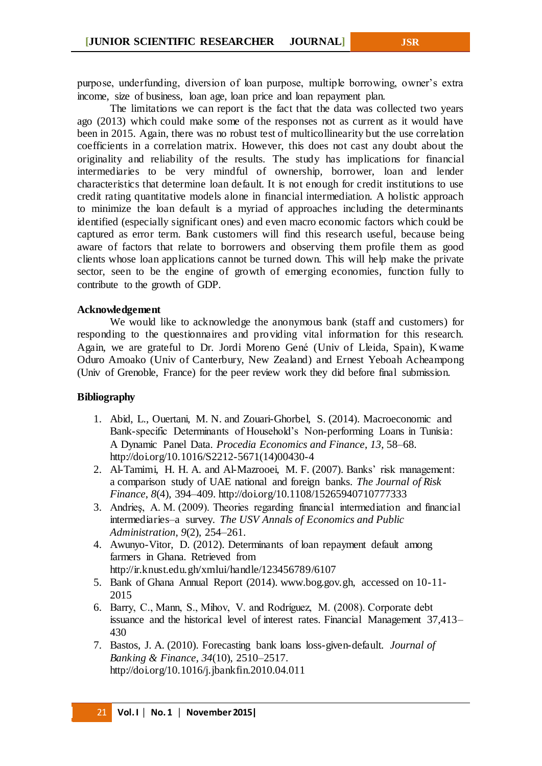purpose, underfunding, diversion of loan purpose, multiple borrowing, owner's extra income, size of business, loan age, loan price and loan repayment plan.

The limitations we can report is the fact that the data was collected two years ago (2013) which could make some of the responses not as current as it would have been in 2015. Again, there was no robust test of multicollinearity but the use correlation coefficients in a correlation matrix. However, this does not cast any doubt about the originality and reliability of the results. The study has implications for financial intermediaries to be very mindful of ownership, borrower, loan and lender characteristics that determine loan default. It is not enough for credit institutions to use credit rating quantitative models alone in financial intermediation. A holistic approach to minimize the loan default is a myriad of approaches including the determinants identified (especially significant ones) and even macro economic factors which could be captured as error term. Bank customers will find this research useful, because being aware of factors that relate to borrowers and observing them profile them as good clients whose loan applications cannot be turned down. This will help make the private sector, seen to be the engine of growth of emerging economies, function fully to contribute to the growth of GDP.

**Acknowledgement**

We would like to acknowledge the anonymous bank (staff and customers) for responding to the questionnaires and providing vital information for this research. Again, we are grateful to Dr. Jordi Moreno Gené (Univ of Lleida, Spain), Kwame Oduro Amoako (Univ of Canterbury, New Zealand) and Ernest Yeboah Acheampong (Univ of Grenoble, France) for the peer review work they did before final submission.

**Bibliography**

1. Abid, L., Ouertani, M. N. and Zouari-Ghorbel, S. (2014). Macroeconomic and Bank-specific Determinants of Household's Non-performing Loans in Tunisia: A Dynamic Panel Data. *Procedia Economics and Finance*, *13*, 58–68. http://doi.org/10.1016/S2212-5671(14)00430-4
2. Al-Tamimi, H. H. A. and Al-Mazrooei, M. F. (2007). Banks' risk management: a comparison study of UAE national and foreign banks. *The Journal of Risk Finance*, *8*(4), 394–409. http://doi.org/10.1108/15265940710777333
3. Andrieş, A. M. (2009). Theories regarding financial intermediation and financial intermediaries–a survey. *The USV Annals of Economics and Public Administration*, *9*(2), 254–261.
4. Awunyo-Vitor, D. (2012). Determinants of loan repayment default among farmers in Ghana. Retrieved from http://ir.knust.edu.gh/xmlui/handle/123456789/6107
5. Bank of Ghana Annual Report (2014). www.bog.gov.gh, accessed on 10-11-2015
6. Barry, C., Mann, S., Mihov, V. and Rodríguez, M. (2008). Corporate debt issuance and the historical level of interest rates. Financial Management 37,413–430
7. Bastos, J. A. (2010). Forecasting bank loans loss-given-default. *Journal of Banking & Finance*, *34*(10), 2510–2517. http://doi.org/10.1016/j.jbankfin.2010.04.011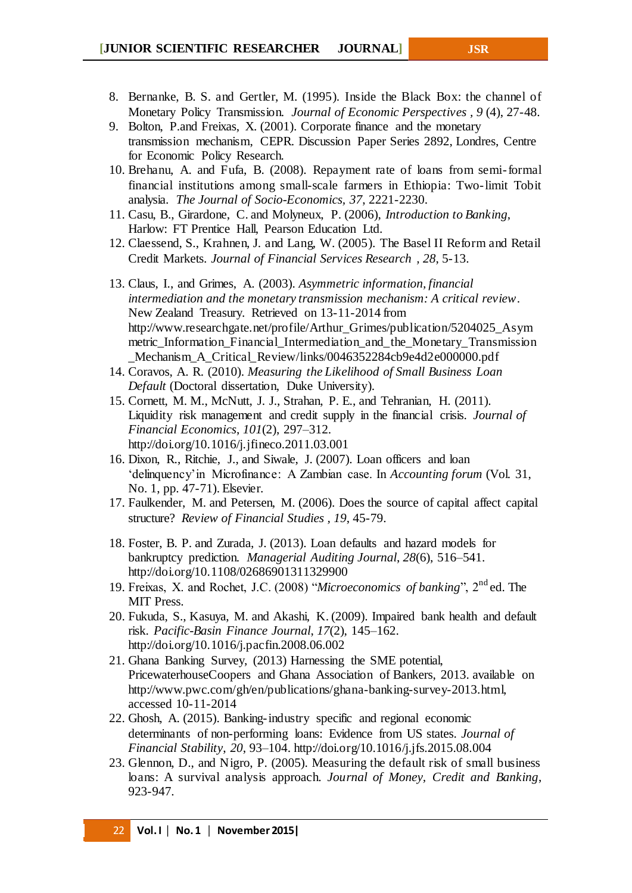8. Bernanke, B. S. and Gertler, M. (1995). Inside the Black Box: the channel of Monetary Policy Transmission. *Journal of Economic Perspectives , 9* (4), 27-48.
9. Bolton, P.and Freixas, X. (2001). Corporate finance and the monetary transmission mechanism, CEPR. Discussion Paper Series 2892, Londres, Centre for Economic Policy Research.
10. Brehanu, A. and Fufa, B. (2008). Repayment rate of loans from semi-formal financial institutions among small-scale farmers in Ethiopia: Two-limit Tobit analysis. *The Journal of Socio-Economics, 37*, 2221-2230.
11. Casu, B., Girardone, C. and Molyneux, P. (2006), *Introduction to Banking*, Harlow: FT Prentice Hall, Pearson Education Ltd.
12. Claessend, S., Krahnen, J. and Lang, W. (2005). The Basel II Reform and Retail Credit Markets. *Journal of Financial Services Research , 28*, 5-13.
13. Claus, I., and Grimes, A. (2003). *Asymmetric information, financial intermediation and the monetary transmission mechanism: A critical review*. New Zealand Treasury. Retrieved on 13-11-2014 from http://www.researchgate.net/profile/Arthur_Grimes/publication/5204025_Asymmetric_Information_Financial_Intermediation_and_the_Monetary_Transmission_Mechanism_A_Critical_Review/links/0046352284cb9e4d2e000000.pdf
14. Coravos, A. R. (2010). *Measuring the Likelihood of Small Business Loan Default* (Doctoral dissertation, Duke University).
15. Cornett, M. M., McNutt, J. J., Strahan, P. E., and Tehranian, H. (2011). Liquidity risk management and credit supply in the financial crisis. *Journal of Financial Economics*, *101*(2), 297–312. http://doi.org/10.1016/j.jfineco.2011.03.001
16. Dixon, R., Ritchie, J., and Siwale, J. (2007). Loan officers and loan 'delinquency' in Microfinance: A Zambian case. In *Accounting forum* (Vol. 31, No. 1, pp. 47-71). Elsevier.
17. Faulkender, M. and Petersen, M. (2006). Does the source of capital affect capital structure? *Review of Financial Studies , 19*, 45-79.
18. Foster, B. P. and Zurada, J. (2013). Loan defaults and hazard models for bankruptcy prediction. *Managerial Auditing Journal*, *28*(6), 516–541. http://doi.org/10.1108/02686901311329900
19. Freixas, X. and Rochet, J.C. (2008) "*Microeconomics of banking*", 2nd ed. The MIT Press.
20. Fukuda, S., Kasuya, M. and Akashi, K. (2009). Impaired bank health and default risk. *Pacific-Basin Finance Journal*, *17*(2), 145–162. http://doi.org/10.1016/j.pacfin.2008.06.002
21. Ghana Banking Survey, (2013) Harnessing the SME potential, PricewaterhouseCoopers and Ghana Association of Bankers, 2013. available on http://www.pwc.com/gh/en/publications/ghana-banking-survey-2013.html, accessed 10-11-2014
22. Ghosh, A. (2015). Banking-industry specific and regional economic determinants of non-performing loans: Evidence from US states. *Journal of Financial Stability*, *20*, 93–104. http://doi.org/10.1016/j.jfs.2015.08.004
23. Glennon, D., and Nigro, P. (2005). Measuring the default risk of small business loans: A survival analysis approach. *Journal of Money, Credit and Banking*, 923-947.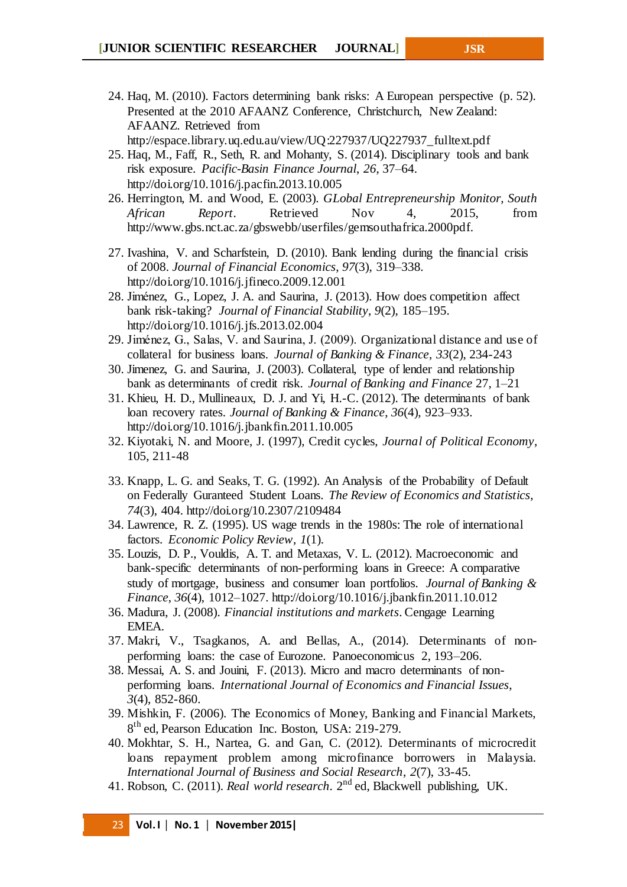24. Haq, M. (2010). Factors determining bank risks: A European perspective (p. 52). Presented at the 2010 AFAANZ Conference, Christchurch, New Zealand: AFAANZ. Retrieved from http://espace.library.uq.edu.au/view/UQ:227937/UQ227937_fulltext.pdf
25. Haq, M., Faff, R., Seth, R. and Mohanty, S. (2014). Disciplinary tools and bank risk exposure. *Pacific-Basin Finance Journal*, *26*, 37–64. http://doi.org/10.1016/j.pacfin.2013.10.005
26. Herrington, M. and Wood, E. (2003). *GLobal Entrepreneurship Monitor, South African Report*. Retrieved Nov 4, 2015, from http://www.gbs.nct.ac.za/gbswebb/userfiles/gemsouthafrica.2000pdf.
27. Ivashina, V. and Scharfstein, D. (2010). Bank lending during the financial crisis of 2008. *Journal of Financial Economics*, *97*(3), 319–338. http://doi.org/10.1016/j.jfineco.2009.12.001
28. Jiménez, G., Lopez, J. A. and Saurina, J. (2013). How does competition affect bank risk-taking? *Journal of Financial Stability*, *9*(2), 185–195. http://doi.org/10.1016/j.jfs.2013.02.004
29. Jiménez, G., Salas, V. and Saurina, J. (2009). Organizational distance and use of collateral for business loans. *Journal of Banking & Finance, 33*(2), 234-243
30. Jimenez, G. and Saurina, J. (2003). Collateral, type of lender and relationship bank as determinants of credit risk. *Journal of Banking and Finance* 27, 1–21
31. Khieu, H. D., Mullineaux, D. J. and Yi, H.-C. (2012). The determinants of bank loan recovery rates. *Journal of Banking & Finance, 36*(4), 923–933. http://doi.org/10.1016/j.jbankfin.2011.10.005
32. Kiyotaki, N. and Moore, J. (1997), Credit cycles, *Journal of Political Economy*, 105, 211-48
33. Knapp, L. G. and Seaks, T. G. (1992). An Analysis of the Probability of Default on Federally Guranteed Student Loans. *The Review of Economics and Statistics*, *74*(3), 404. http://doi.org/10.2307/2109484
34. Lawrence, R. Z. (1995). US wage trends in the 1980s: The role of international factors. *Economic Policy Review*, *1*(1).
35. Louzis, D. P., Vouldis, A. T. and Metaxas, V. L. (2012). Macroeconomic and bank-specific determinants of non-performing loans in Greece: A comparative study of mortgage, business and consumer loan portfolios. *Journal of Banking & Finance*, *36*(4), 1012–1027. http://doi.org/10.1016/j.jbankfin.2011.10.012
36. Madura, J. (2008). *Financial institutions and markets*. Cengage Learning EMEA.
37. Makri, V., Tsagkanos, A. and Bellas, A., (2014). Determinants of non-performing loans: the case of Eurozone. Panoeconomicus 2, 193–206.
38. Messai, A. S. and Jouini, F. (2013). Micro and macro determinants of non-performing loans. *International Journal of Economics and Financial Issues*, *3*(4), 852-860.
39. Mishkin, F. (2006). The Economics of Money, Banking and Financial Markets, 8th ed, Pearson Education Inc. Boston, USA: 219-279.
40. Mokhtar, S. H., Nartea, G. and Gan, C. (2012). Determinants of microcredit loans repayment problem among microfinance borrowers in Malaysia. *International Journal of Business and Social Research*, *2*(7), 33-45.
41. Robson, C. (2011). *Real world research*. 2nd ed, Blackwell publishing, UK.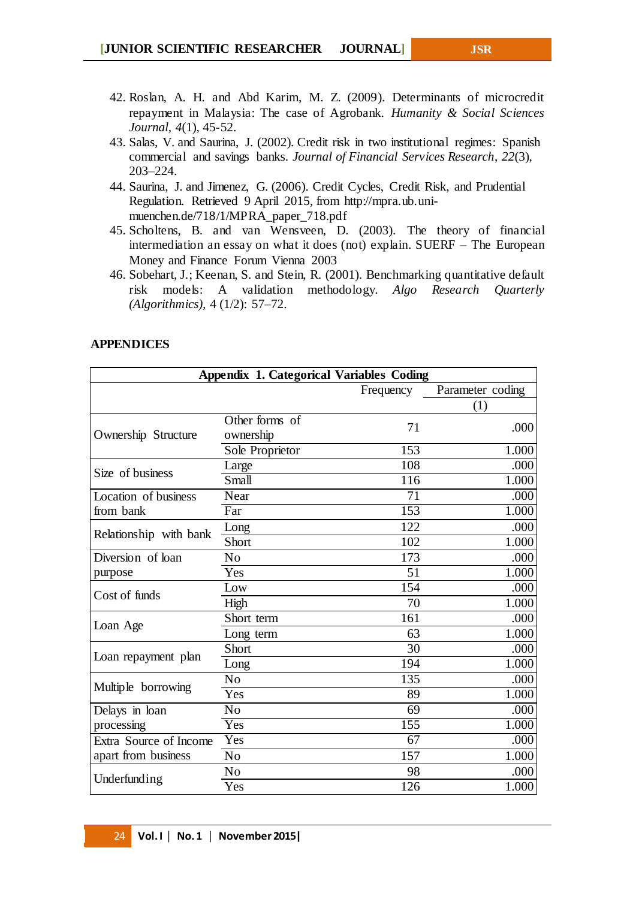42. Roslan, A. H. and Abd Karim, M. Z. (2009). Determinants of microcredit repayment in Malaysia: The case of Agrobank. *Humanity & Social Sciences Journal, 4*(1), 45-52.
43. Salas, V. and Saurina, J. (2002). Credit risk in two institutional regimes: Spanish commercial and savings banks. *Journal of Financial Services Research*, *22*(3), 203–224.
44. Saurina, J. and Jimenez, G. (2006). Credit Cycles, Credit Risk, and Prudential Regulation. Retrieved 9 April 2015, from http://mpra.ub.uni-muenchen.de/718/1/MPRA_paper_718.pdf
45. Scholtens, B. and van Wensveen, D. (2003). The theory of financial intermediation an essay on what it does (not) explain. SUERF – The European Money and Finance Forum Vienna 2003
46. Sobehart, J.; Keenan, S. and Stein, R. (2001). Benchmarking quantitative default risk models: A validation methodology. *Algo Research Quarterly (Algorithmics)*, 4 (1/2): 57–72.

## APPENDICES

**Appendix 1. Categorical Variables Coding**

| | | Frequency | Parameter coding (1) |
|---|---|---|---|
| Ownership Structure | Other forms of ownership | 71 | .000 |
| | Sole Proprietor | 153 | 1.000 |
| Size of business | Large | 108 | .000 |
| | Small | 116 | 1.000 |
| Location of business from bank | Near | 71 | .000 |
| | Far | 153 | 1.000 |
| Relationship with bank | Long | 122 | .000 |
| | Short | 102 | 1.000 |
| Diversion of loan purpose | No | 173 | .000 |
| | Yes | 51 | 1.000 |
| Cost of funds | Low | 154 | .000 |
| | High | 70 | 1.000 |
| Loan Age | Short term | 161 | .000 |
| | Long term | 63 | 1.000 |
| Loan repayment plan | Short | 30 | .000 |
| | Long | 194 | 1.000 |
| Multiple borrowing | No | 135 | .000 |
| | Yes | 89 | 1.000 |
| Delays in loan processing | No | 69 | .000 |
| | Yes | 155 | 1.000 |
| Extra Source of Income apart from business | Yes | 67 | .000 |
| | No | 157 | 1.000 |
| Underfunding | No | 98 | .000 |
| | Yes | 126 | 1.000 |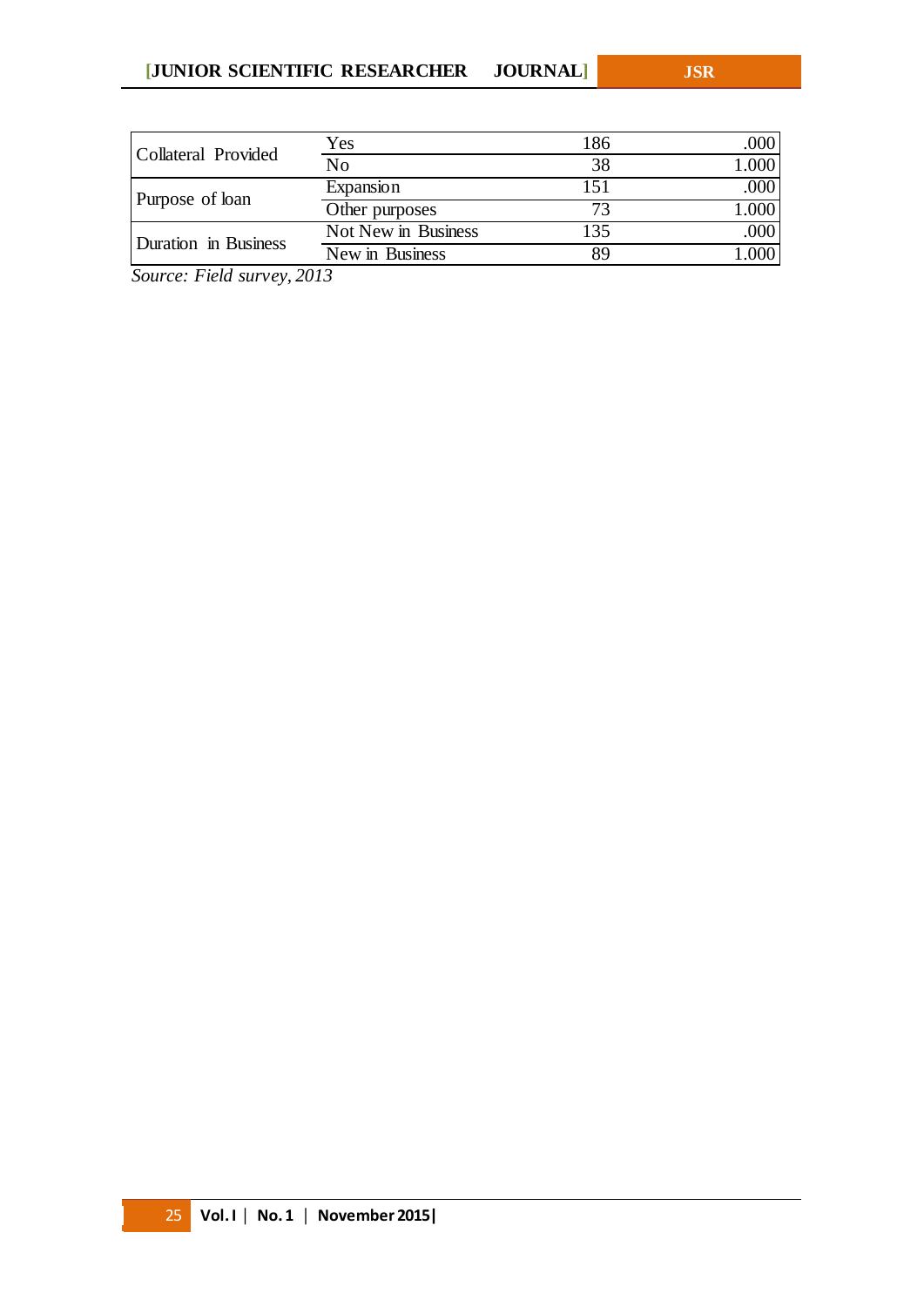| | | | |
|---|---|---|---|
| Collateral Provided | Yes | 186 | .000 |
| | No | 38 | 1.000 |
| Purpose of loan | Expansion | 151 | .000 |
| | Other purposes | 73 | 1.000 |
| Duration in Business | Not New in Business | 135 | .000 |
| | New in Business | 89 | 1.000 |

*Source: Field survey, 2013*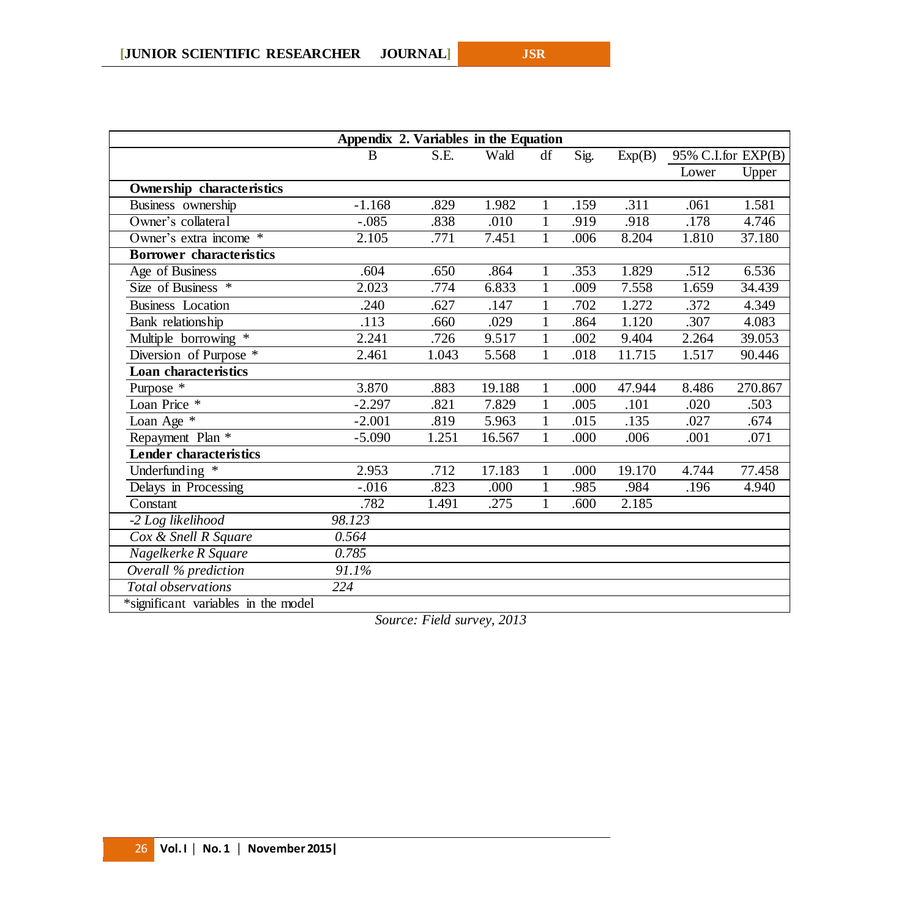**Appendix 2. Variables in the Equation**

| | B | S.E. | Wald | df | Sig. | Exp(B) | 95% C.I.for EXP(B) | |
|---|---|---|---|---|---|---|---|---|
| | | | | | | | Lower | Upper |
| **Ownership characteristics** | | | | | | | | |
| Business ownership | -1.168 | .829 | 1.982 | 1 | .159 | .311 | .061 | 1.581 |
| Owner's collateral | -.085 | .838 | .010 | 1 | .919 | .918 | .178 | 4.746 |
| Owner's extra income * | 2.105 | .771 | 7.451 | 1 | .006 | 8.204 | 1.810 | 37.180 |
| **Borrower characteristics** | | | | | | | | |
| Age of Business | .604 | .650 | .864 | 1 | .353 | 1.829 | .512 | 6.536 |
| Size of Business * | 2.023 | .774 | 6.833 | 1 | .009 | 7.558 | 1.659 | 34.439 |
| Business Location | .240 | .627 | .147 | 1 | .702 | 1.272 | .372 | 4.349 |
| Bank relationship | .113 | .660 | .029 | 1 | .864 | 1.120 | .307 | 4.083 |
| Multiple borrowing * | 2.241 | .726 | 9.517 | 1 | .002 | 9.404 | 2.264 | 39.053 |
| Diversion of Purpose * | 2.461 | 1.043 | 5.568 | 1 | .018 | 11.715 | 1.517 | 90.446 |
| **Loan characteristics** | | | | | | | | |
| Purpose * | 3.870 | .883 | 19.188 | 1 | .000 | 47.944 | 8.486 | 270.867 |
| Loan Price * | -2.297 | .821 | 7.829 | 1 | .005 | .101 | .020 | .503 |
| Loan Age * | -2.001 | .819 | 5.963 | 1 | .015 | .135 | .027 | .674 |
| Repayment Plan * | -5.090 | 1.251 | 16.567 | 1 | .000 | .006 | .001 | .071 |
| **Lender characteristics** | | | | | | | | |
| Underfunding * | 2.953 | .712 | 17.183 | 1 | .000 | 19.170 | 4.744 | 77.458 |
| Delays in Processing | -.016 | .823 | .000 | 1 | .985 | .984 | .196 | 4.940 |
| Constant | .782 | 1.491 | .275 | 1 | .600 | 2.185 | | |
| *-2 Log likelihood* | *98.123* | | | | | | | |
| *Cox & Snell R Square* | *0.564* | | | | | | | |
| *Nagelkerke R Square* | *0.785* | | | | | | | |
| *Overall % prediction* | *91.1%* | | | | | | | |
| *Total observations* | *224* | | | | | | | |

*significant variables in the model

*Source: Field survey, 2013*